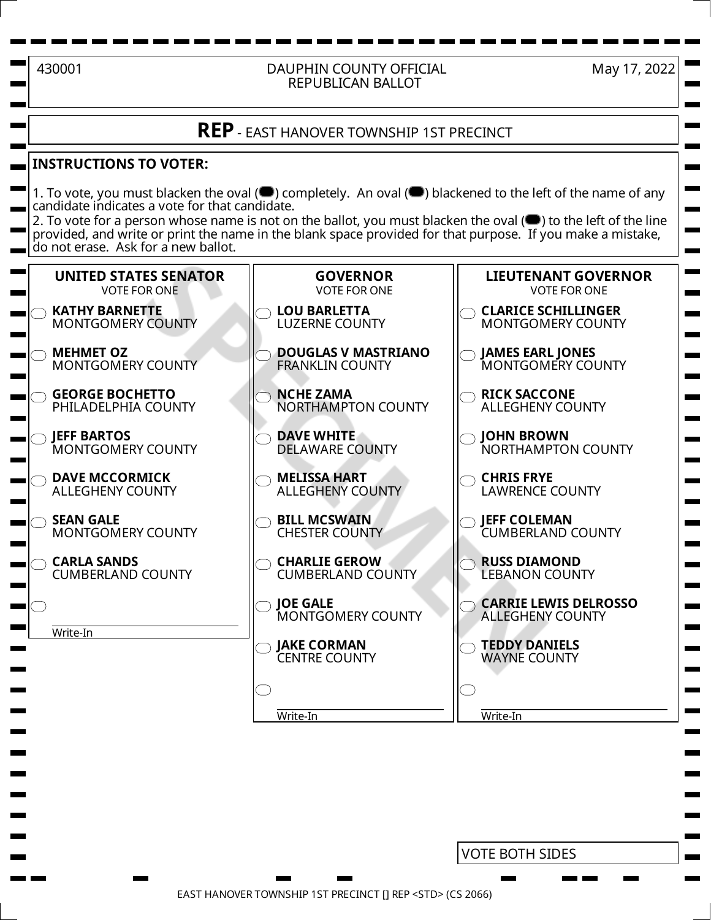430001

# DAUPHIN COUNTY OFFICIAL REPUBLICAN BALLOT

May 17, 2022

## REP - EAST HANOVER TOWNSHIP 1ST PRECINCT

**INSTRUCTIONS TO VOTER:**

1. To vote, you must blacken the oval (⬬) completely. An oval (⬬) blackened to the left of the name of any candidate indicates a vote for that candidate.
2. To vote for a person whose name is not on the ballot, you must blacken the oval (⬬) to the left of the line provided, and write or print the name in the blank space provided for that purpose. If you make a mistake, do not erase. Ask for a new ballot.

### UNITED STATES SENATOR
VOTE FOR ONE

- **KATHY BARNETTE** MONTGOMERY COUNTY
- **MEHMET OZ** MONTGOMERY COUNTY
- **GEORGE BOCHETTO** PHILADELPHIA COUNTY
- **JEFF BARTOS** MONTGOMERY COUNTY
- **DAVE MCCORMICK** ALLEGHENY COUNTY
- **SEAN GALE** MONTGOMERY COUNTY
- **CARLA SANDS** CUMBERLAND COUNTY
- Write-In

### GOVERNOR
VOTE FOR ONE

- **LOU BARLETTA** LUZERNE COUNTY
- **DOUGLAS V MASTRIANO** FRANKLIN COUNTY
- **NCHE ZAMA** NORTHAMPTON COUNTY
- **DAVE WHITE** DELAWARE COUNTY
- **MELISSA HART** ALLEGHENY COUNTY
- **BILL MCSWAIN** CHESTER COUNTY
- **CHARLIE GEROW** CUMBERLAND COUNTY
- **JOE GALE** MONTGOMERY COUNTY
- **JAKE CORMAN** CENTRE COUNTY
- Write-In

### LIEUTENANT GOVERNOR
VOTE FOR ONE

- **CLARICE SCHILLINGER** MONTGOMERY COUNTY
- **JAMES EARL JONES** MONTGOMERY COUNTY
- **RICK SACCONE** ALLEGHENY COUNTY
- **JOHN BROWN** NORTHAMPTON COUNTY
- **CHRIS FRYE** LAWRENCE COUNTY
- **JEFF COLEMAN** CUMBERLAND COUNTY
- **RUSS DIAMOND** LEBANON COUNTY
- **CARRIE LEWIS DELROSSO** ALLEGHENY COUNTY
- **TEDDY DANIELS** WAYNE COUNTY
- Write-In

VOTE BOTH SIDES

EAST HANOVER TOWNSHIP 1ST PRECINCT [] REP <STD> (CS 2066)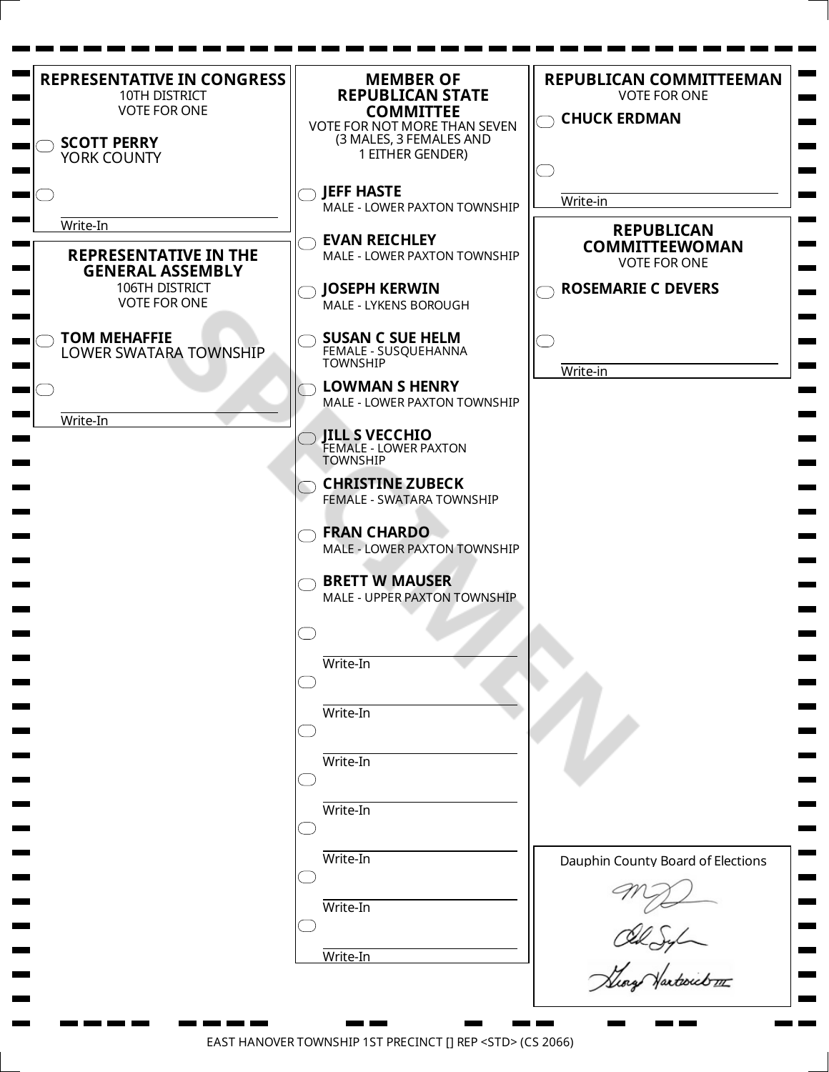## REPRESENTATIVE IN CONGRESS
10TH DISTRICT
VOTE FOR ONE

- SCOTT PERRY — YORK COUNTY
- Write-In

## REPRESENTATIVE IN THE GENERAL ASSEMBLY
106TH DISTRICT
VOTE FOR ONE

- TOM MEHAFFIE — LOWER SWATARA TOWNSHIP
- Write-In

## MEMBER OF REPUBLICAN STATE COMMITTEE
VOTE FOR NOT MORE THAN SEVEN
(3 MALES, 3 FEMALES AND 1 EITHER GENDER)

- JEFF HASTE — MALE - LOWER PAXTON TOWNSHIP
- EVAN REICHLEY — MALE - LOWER PAXTON TOWNSHIP
- JOSEPH KERWIN — MALE - LYKENS BOROUGH
- SUSAN C SUE HELM — FEMALE - SUSQUEHANNA TOWNSHIP
- LOWMAN S HENRY — MALE - LOWER PAXTON TOWNSHIP
- JILL S VECCHIO — FEMALE - LOWER PAXTON TOWNSHIP
- CHRISTINE ZUBECK — FEMALE - SWATARA TOWNSHIP
- FRAN CHARDO — MALE - LOWER PAXTON TOWNSHIP
- BRETT W MAUSER — MALE - UPPER PAXTON TOWNSHIP
- Write-In
- Write-In
- Write-In
- Write-In
- Write-In
- Write-In
- Write-In

## REPUBLICAN COMMITTEEMAN
VOTE FOR ONE

- CHUCK ERDMAN
- Write-in

## REPUBLICAN COMMITTEEWOMAN
VOTE FOR ONE

- ROSEMARIE C DEVERS
- Write-in

SPECIMEN

Dauphin County Board of Elections

EAST HANOVER TOWNSHIP 1ST PRECINCT [] REP <STD> (CS 2066)